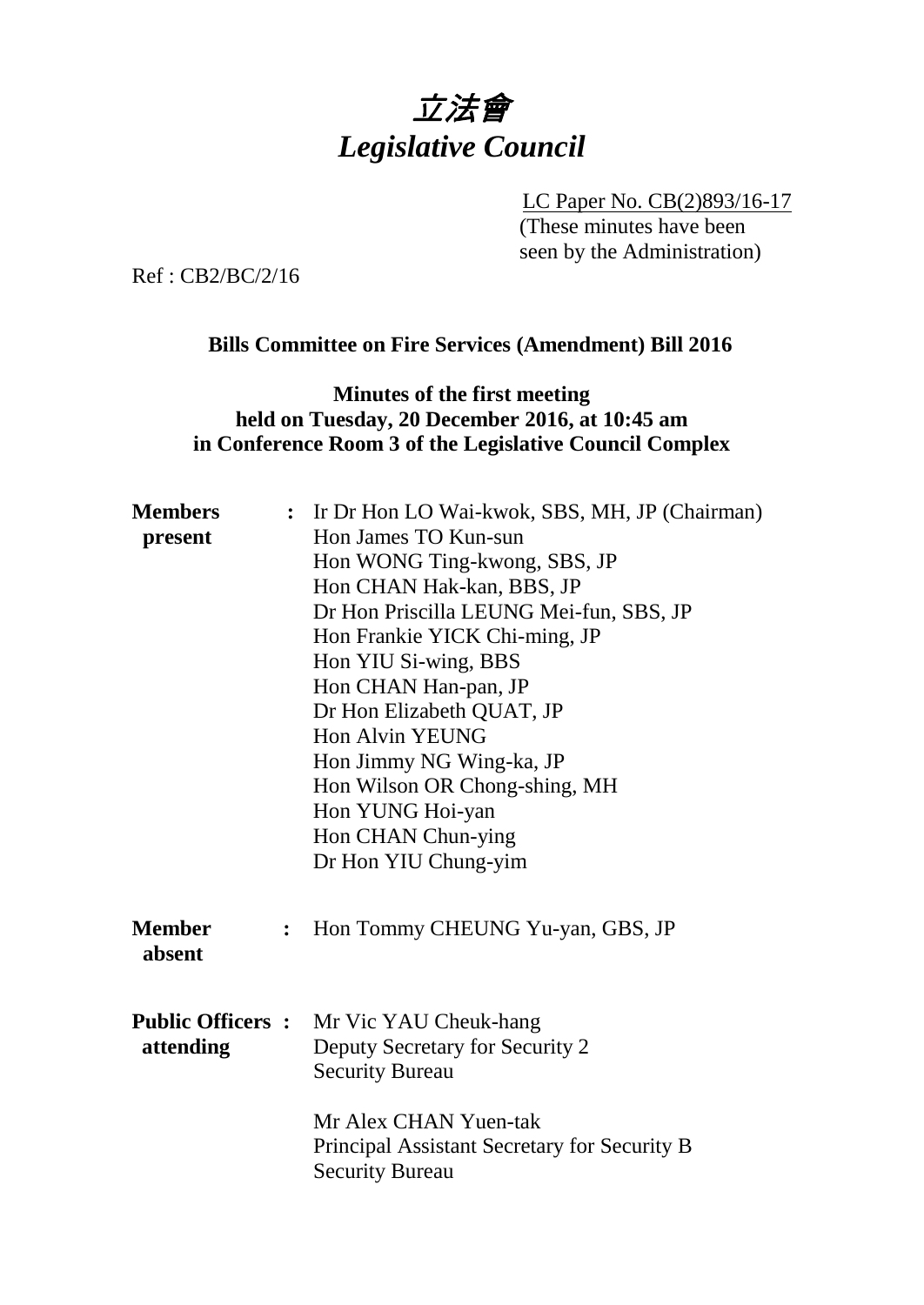# 立法會
# *Legislative Council*

LC Paper No. CB(2)893/16-17
(These minutes have been seen by the Administration)

Ref : CB2/BC/2/16

**Bills Committee on Fire Services (Amendment) Bill 2016**

**Minutes of the first meeting**
**held on Tuesday, 20 December 2016, at 10:45 am**
**in Conference Room 3 of the Legislative Council Complex**

| | | |
|---|---|---|
| **Members present** | **:** | Ir Dr Hon LO Wai-kwok, SBS, MH, JP (Chairman)<br>Hon James TO Kun-sun<br>Hon WONG Ting-kwong, SBS, JP<br>Hon CHAN Hak-kan, BBS, JP<br>Dr Hon Priscilla LEUNG Mei-fun, SBS, JP<br>Hon Frankie YICK Chi-ming, JP<br>Hon YIU Si-wing, BBS<br>Hon CHAN Han-pan, JP<br>Dr Hon Elizabeth QUAT, JP<br>Hon Alvin YEUNG<br>Hon Jimmy NG Wing-ka, JP<br>Hon Wilson OR Chong-shing, MH<br>Hon YUNG Hoi-yan<br>Hon CHAN Chun-ying<br>Dr Hon YIU Chung-yim |
| **Member absent** | **:** | Hon Tommy CHEUNG Yu-yan, GBS, JP |
| **Public Officers attending** | **:** | Mr Vic YAU Cheuk-hang<br>Deputy Secretary for Security 2<br>Security Bureau<br><br>Mr Alex CHAN Yuen-tak<br>Principal Assistant Secretary for Security B<br>Security Bureau |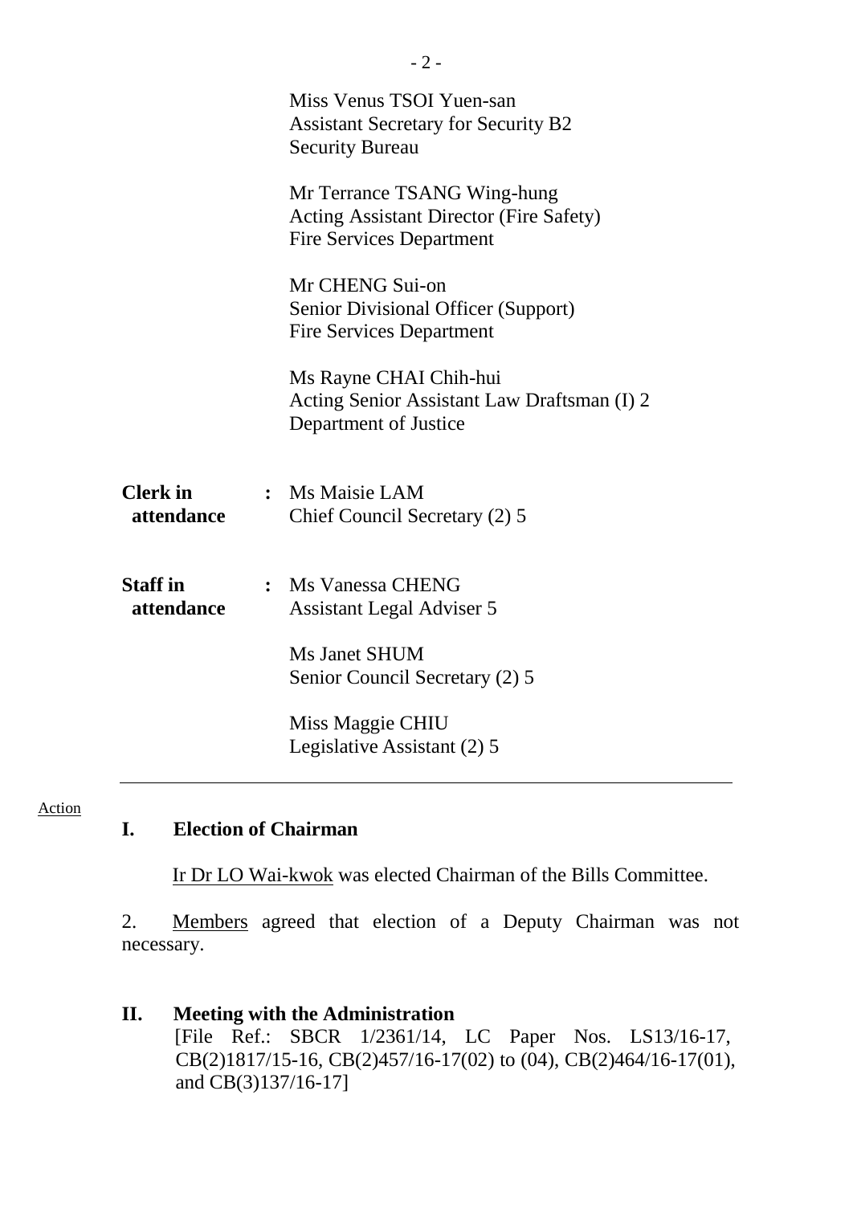Miss Venus TSOI Yuen-san
Assistant Secretary for Security B2
Security Bureau

Mr Terrance TSANG Wing-hung
Acting Assistant Director (Fire Safety)
Fire Services Department

Mr CHENG Sui-on
Senior Divisional Officer (Support)
Fire Services Department

Ms Rayne CHAI Chih-hui
Acting Senior Assistant Law Draftsman (I) 2
Department of Justice

**Clerk in attendance** : Ms Maisie LAM
Chief Council Secretary (2) 5

**Staff in attendance** : Ms Vanessa CHENG
Assistant Legal Adviser 5

Ms Janet SHUM
Senior Council Secretary (2) 5

Miss Maggie CHIU
Legislative Assistant (2) 5

---

Action

## I. Election of Chairman

Ir Dr LO Wai-kwok was elected Chairman of the Bills Committee.

2. Members agreed that election of a Deputy Chairman was not necessary.

## II. Meeting with the Administration

[File Ref.: SBCR 1/2361/14, LC Paper Nos. LS13/16-17, CB(2)1817/15-16, CB(2)457/16-17(02) to (04), CB(2)464/16-17(01), and CB(3)137/16-17]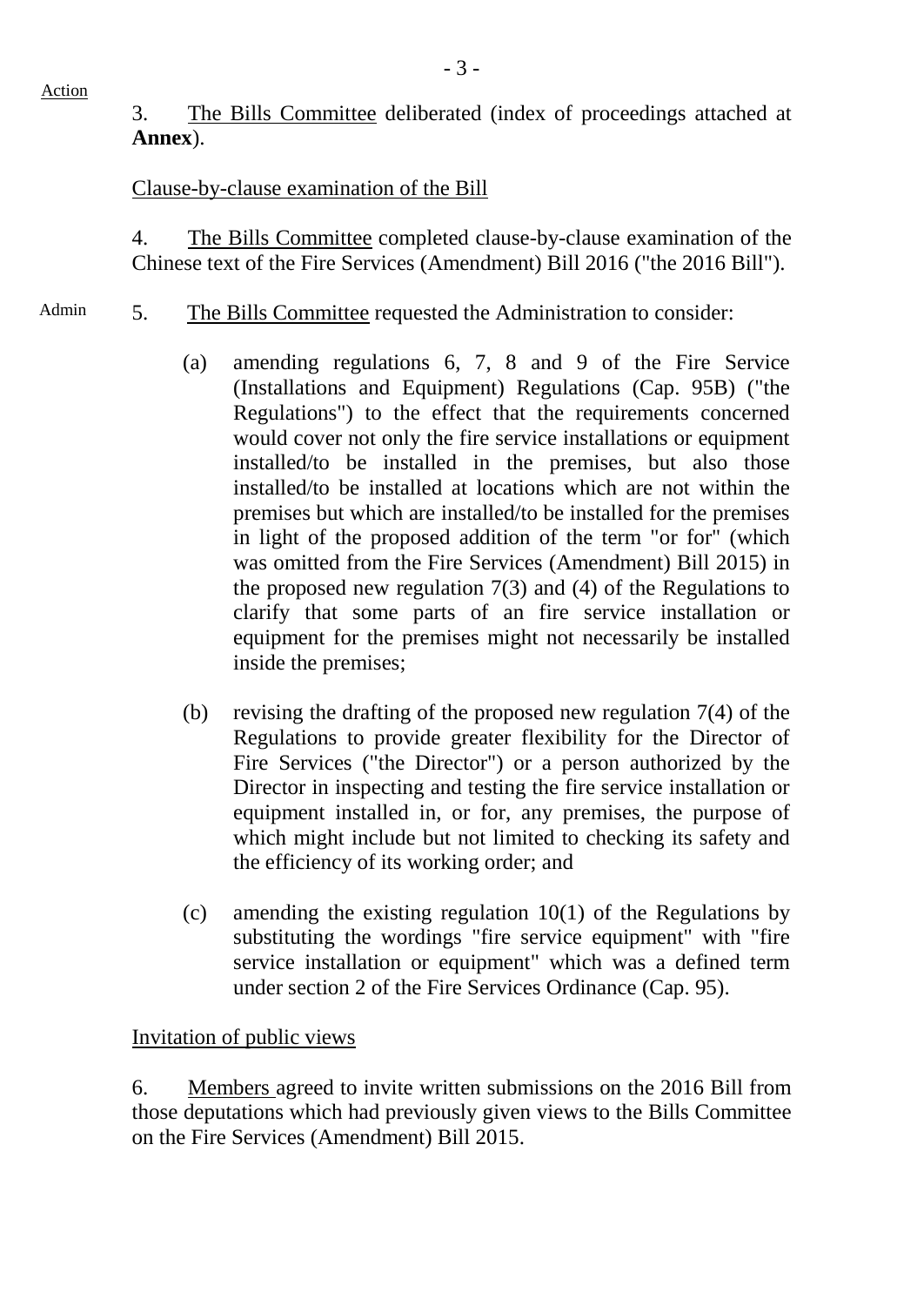Action

3. The Bills Committee deliberated (index of proceedings attached at **Annex**).

Clause-by-clause examination of the Bill

4. The Bills Committee completed clause-by-clause examination of the Chinese text of the Fire Services (Amendment) Bill 2016 ("the 2016 Bill").

Admin

5. The Bills Committee requested the Administration to consider:

(a) amending regulations 6, 7, 8 and 9 of the Fire Service (Installations and Equipment) Regulations (Cap. 95B) ("the Regulations") to the effect that the requirements concerned would cover not only the fire service installations or equipment installed/to be installed in the premises, but also those installed/to be installed at locations which are not within the premises but which are installed/to be installed for the premises in light of the proposed addition of the term "or for" (which was omitted from the Fire Services (Amendment) Bill 2015) in the proposed new regulation 7(3) and (4) of the Regulations to clarify that some parts of an fire service installation or equipment for the premises might not necessarily be installed inside the premises;

(b) revising the drafting of the proposed new regulation 7(4) of the Regulations to provide greater flexibility for the Director of Fire Services ("the Director") or a person authorized by the Director in inspecting and testing the fire service installation or equipment installed in, or for, any premises, the purpose of which might include but not limited to checking its safety and the efficiency of its working order; and

(c) amending the existing regulation 10(1) of the Regulations by substituting the wordings "fire service equipment" with "fire service installation or equipment" which was a defined term under section 2 of the Fire Services Ordinance (Cap. 95).

Invitation of public views

6. Members agreed to invite written submissions on the 2016 Bill from those deputations which had previously given views to the Bills Committee on the Fire Services (Amendment) Bill 2015.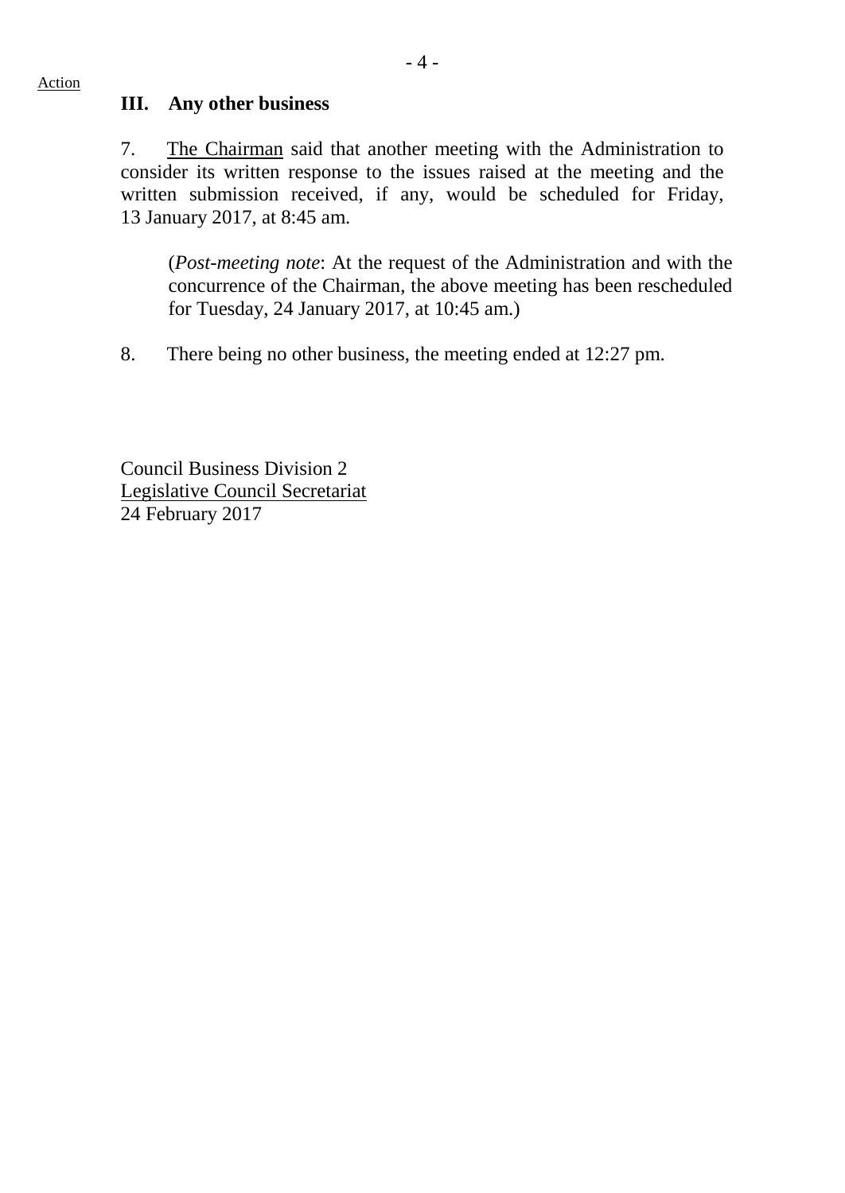Action

## III. Any other business

7. The Chairman said that another meeting with the Administration to consider its written response to the issues raised at the meeting and the written submission received, if any, would be scheduled for Friday, 13 January 2017, at 8:45 am.

(*Post-meeting note*: At the request of the Administration and with the concurrence of the Chairman, the above meeting has been rescheduled for Tuesday, 24 January 2017, at 10:45 am.)

8. There being no other business, the meeting ended at 12:27 pm.

Council Business Division 2
Legislative Council Secretariat
24 February 2017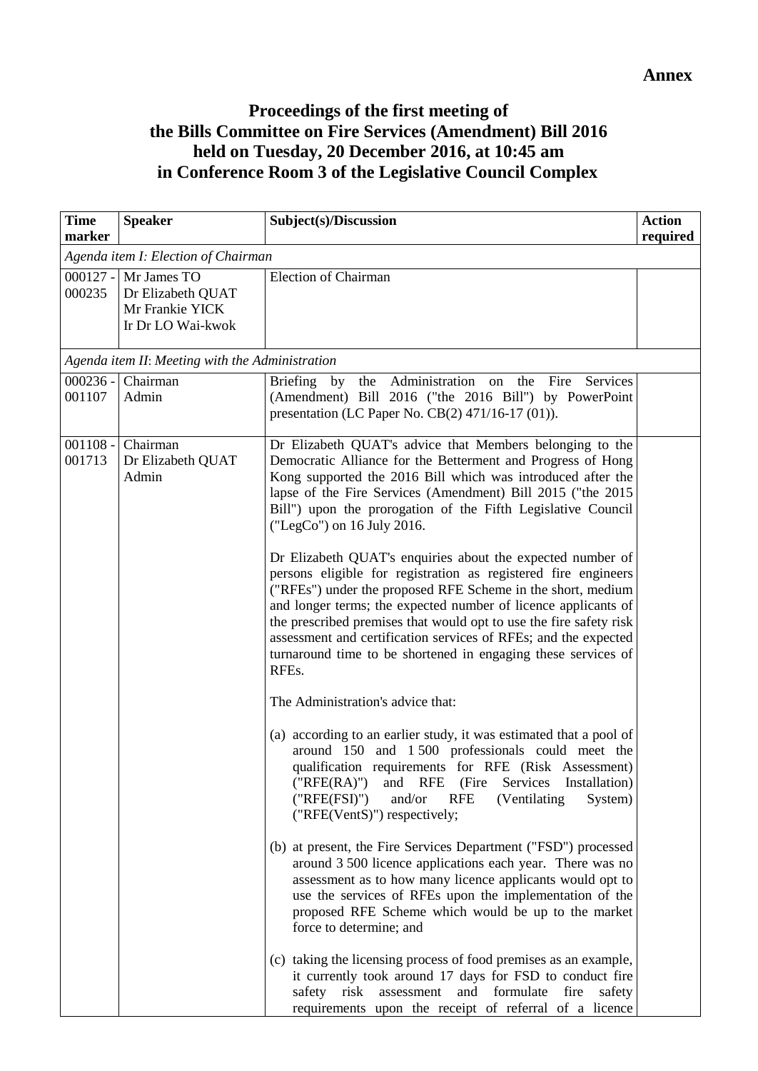**Annex**

# Proceedings of the first meeting of the Bills Committee on Fire Services (Amendment) Bill 2016 held on Tuesday, 20 December 2016, at 10:45 am in Conference Room 3 of the Legislative Council Complex

| Time marker | Speaker | Subject(s)/Discussion | Action required |
|---|---|---|---|
| *Agenda item I: Election of Chairman* | | | |
| 000127 - 000235 | Mr James TO<br>Dr Elizabeth QUAT<br>Mr Frankie YICK<br>Ir Dr LO Wai-kwok | Election of Chairman | |
| *Agenda item II: Meeting with the Administration* | | | |
| 000236 - 001107 | Chairman<br>Admin | Briefing by the Administration on the Fire Services (Amendment) Bill 2016 ("the 2016 Bill") by PowerPoint presentation (LC Paper No. CB(2) 471/16-17 (01)). | |
| 001108 - 001713 | Chairman<br>Dr Elizabeth QUAT<br>Admin | Dr Elizabeth QUAT's advice that Members belonging to the Democratic Alliance for the Betterment and Progress of Hong Kong supported the 2016 Bill which was introduced after the lapse of the Fire Services (Amendment) Bill 2015 ("the 2015 Bill") upon the prorogation of the Fifth Legislative Council ("LegCo") on 16 July 2016.<br><br>Dr Elizabeth QUAT's enquiries about the expected number of persons eligible for registration as registered fire engineers ("RFEs") under the proposed RFE Scheme in the short, medium and longer terms; the expected number of licence applicants of the prescribed premises that would opt to use the fire safety risk assessment and certification services of RFEs; and the expected turnaround time to be shortened in engaging these services of RFEs.<br><br>The Administration's advice that:<br><br>(a) according to an earlier study, it was estimated that a pool of around 150 and 1 500 professionals could meet the qualification requirements for RFE (Risk Assessment) ("RFE(RA)") and RFE (Fire Services Installation) ("RFE(FSI)") and/or RFE (Ventilating System) ("RFE(VentS)") respectively;<br><br>(b) at present, the Fire Services Department ("FSD") processed around 3 500 licence applications each year. There was no assessment as to how many licence applicants would opt to use the services of RFEs upon the implementation of the proposed RFE Scheme which would be up to the market force to determine; and<br><br>(c) taking the licensing process of food premises as an example, it currently took around 17 days for FSD to conduct fire safety risk assessment and formulate fire safety requirements upon the receipt of referral of a licence | |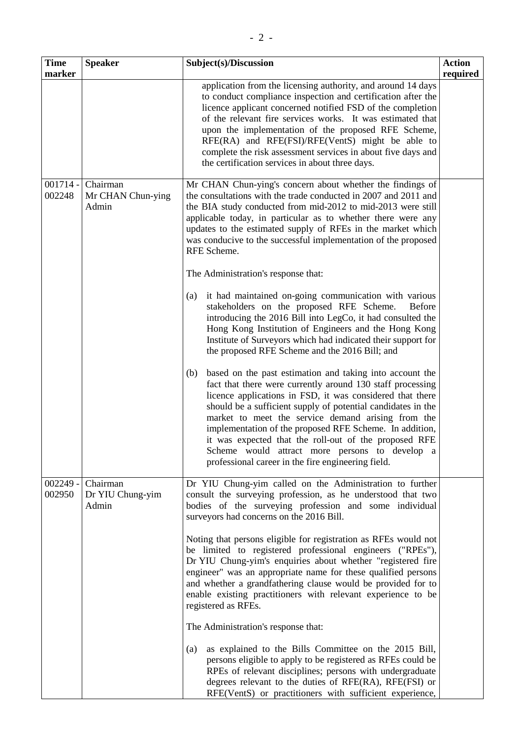| Time marker | Speaker | Subject(s)/Discussion | Action required |
|---|---|---|---|
| | | application from the licensing authority, and around 14 days to conduct compliance inspection and certification after the licence applicant concerned notified FSD of the completion of the relevant fire services works. It was estimated that upon the implementation of the proposed RFE Scheme, RFE(RA) and RFE(FSI)/RFE(VentS) might be able to complete the risk assessment services in about five days and the certification services in about three days. | |
| 001714 - 002248 | Chairman<br>Mr CHAN Chun-ying<br>Admin | Mr CHAN Chun-ying's concern about whether the findings of the consultations with the trade conducted in 2007 and 2011 and the BIA study conducted from mid-2012 to mid-2013 were still applicable today, in particular as to whether there were any updates to the estimated supply of RFEs in the market which was conducive to the successful implementation of the proposed RFE Scheme.<br><br>The Administration's response that:<br><br>(a) it had maintained on-going communication with various stakeholders on the proposed RFE Scheme. Before introducing the 2016 Bill into LegCo, it had consulted the Hong Kong Institution of Engineers and the Hong Kong Institute of Surveyors which had indicated their support for the proposed RFE Scheme and the 2016 Bill; and<br><br>(b) based on the past estimation and taking into account the fact that there were currently around 130 staff processing licence applications in FSD, it was considered that there should be a sufficient supply of potential candidates in the market to meet the service demand arising from the implementation of the proposed RFE Scheme. In addition, it was expected that the roll-out of the proposed RFE Scheme would attract more persons to develop a professional career in the fire engineering field. | |
| 002249 - 002950 | Chairman<br>Dr YIU Chung-yim<br>Admin | Dr YIU Chung-yim called on the Administration to further consult the surveying profession, as he understood that two bodies of the surveying profession and some individual surveyors had concerns on the 2016 Bill.<br><br>Noting that persons eligible for registration as RFEs would not be limited to registered professional engineers ("RPEs"), Dr YIU Chung-yim's enquiries about whether "registered fire engineer" was an appropriate name for these qualified persons and whether a grandfathering clause would be provided for to enable existing practitioners with relevant experience to be registered as RFEs.<br><br>The Administration's response that:<br><br>(a) as explained to the Bills Committee on the 2015 Bill, persons eligible to apply to be registered as RFEs could be RPEs of relevant disciplines; persons with undergraduate degrees relevant to the duties of RFE(RA), RFE(FSI) or RFE(VentS) or practitioners with sufficient experience, | |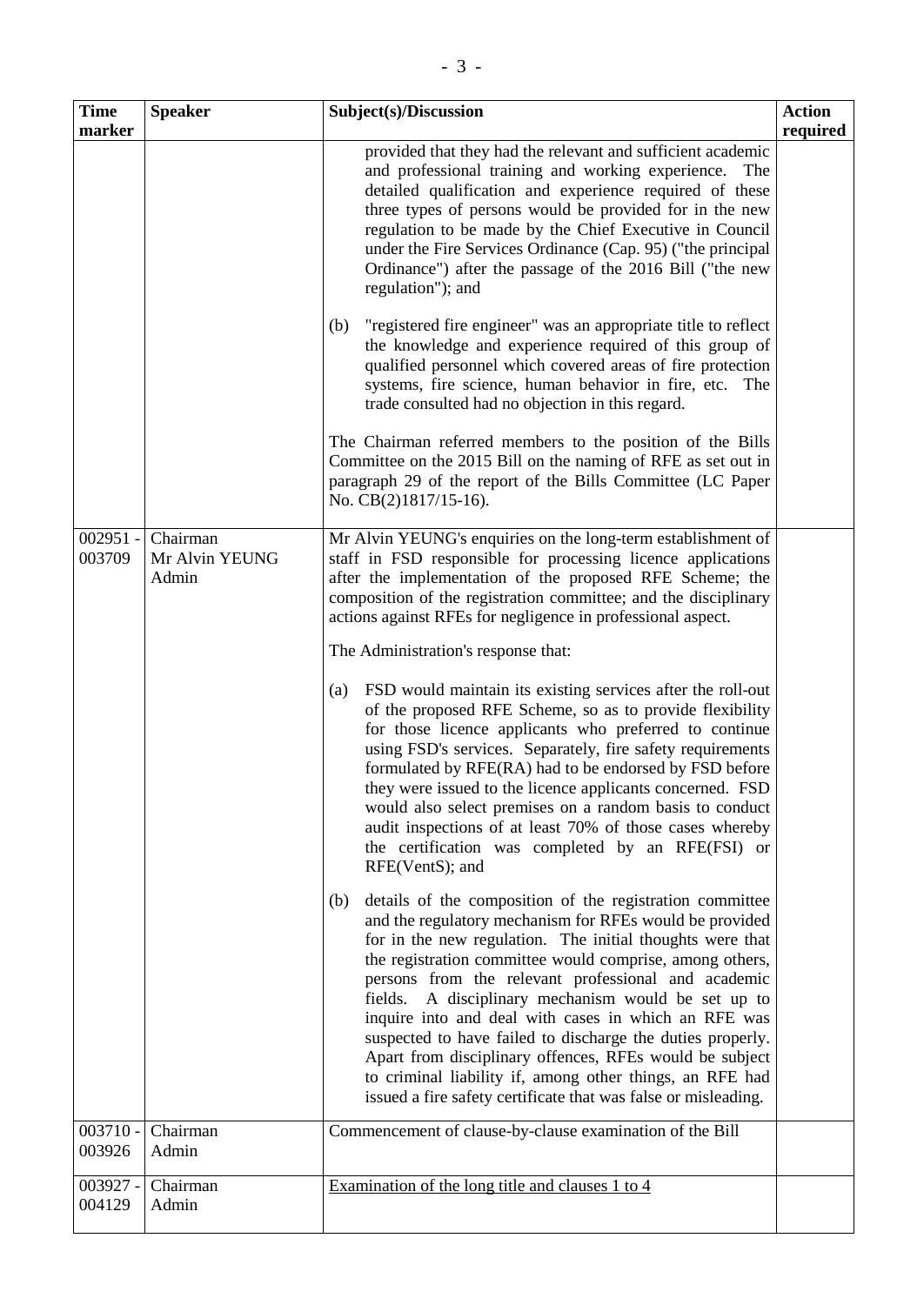| Time marker | Speaker | Subject(s)/Discussion | Action required |
|---|---|---|---|
| | | provided that they had the relevant and sufficient academic and professional training and working experience. The detailed qualification and experience required of these three types of persons would be provided for in the new regulation to be made by the Chief Executive in Council under the Fire Services Ordinance (Cap. 95) ("the principal Ordinance") after the passage of the 2016 Bill ("the new regulation"); and<br><br>(b) "registered fire engineer" was an appropriate title to reflect the knowledge and experience required of this group of qualified personnel which covered areas of fire protection systems, fire science, human behavior in fire, etc. The trade consulted had no objection in this regard.<br><br>The Chairman referred members to the position of the Bills Committee on the 2015 Bill on the naming of RFE as set out in paragraph 29 of the report of the Bills Committee (LC Paper No. CB(2)1817/15-16). | |
| 002951 - 003709 | Chairman<br>Mr Alvin YEUNG<br>Admin | Mr Alvin YEUNG's enquiries on the long-term establishment of staff in FSD responsible for processing licence applications after the implementation of the proposed RFE Scheme; the composition of the registration committee; and the disciplinary actions against RFEs for negligence in professional aspect.<br><br>The Administration's response that:<br><br>(a) FSD would maintain its existing services after the roll-out of the proposed RFE Scheme, so as to provide flexibility for those licence applicants who preferred to continue using FSD's services. Separately, fire safety requirements formulated by RFE(RA) had to be endorsed by FSD before they were issued to the licence applicants concerned. FSD would also select premises on a random basis to conduct audit inspections of at least 70% of those cases whereby the certification was completed by an RFE(FSI) or RFE(VentS); and<br><br>(b) details of the composition of the registration committee and the regulatory mechanism for RFEs would be provided for in the new regulation. The initial thoughts were that the registration committee would comprise, among others, persons from the relevant professional and academic fields. A disciplinary mechanism would be set up to inquire into and deal with cases in which an RFE was suspected to have failed to discharge the duties properly. Apart from disciplinary offences, RFEs would be subject to criminal liability if, among other things, an RFE had issued a fire safety certificate that was false or misleading. | |
| 003710 - 003926 | Chairman<br>Admin | Commencement of clause-by-clause examination of the Bill | |
| 003927 - 004129 | Chairman<br>Admin | <u>Examination of the long title and clauses 1 to 4</u> | |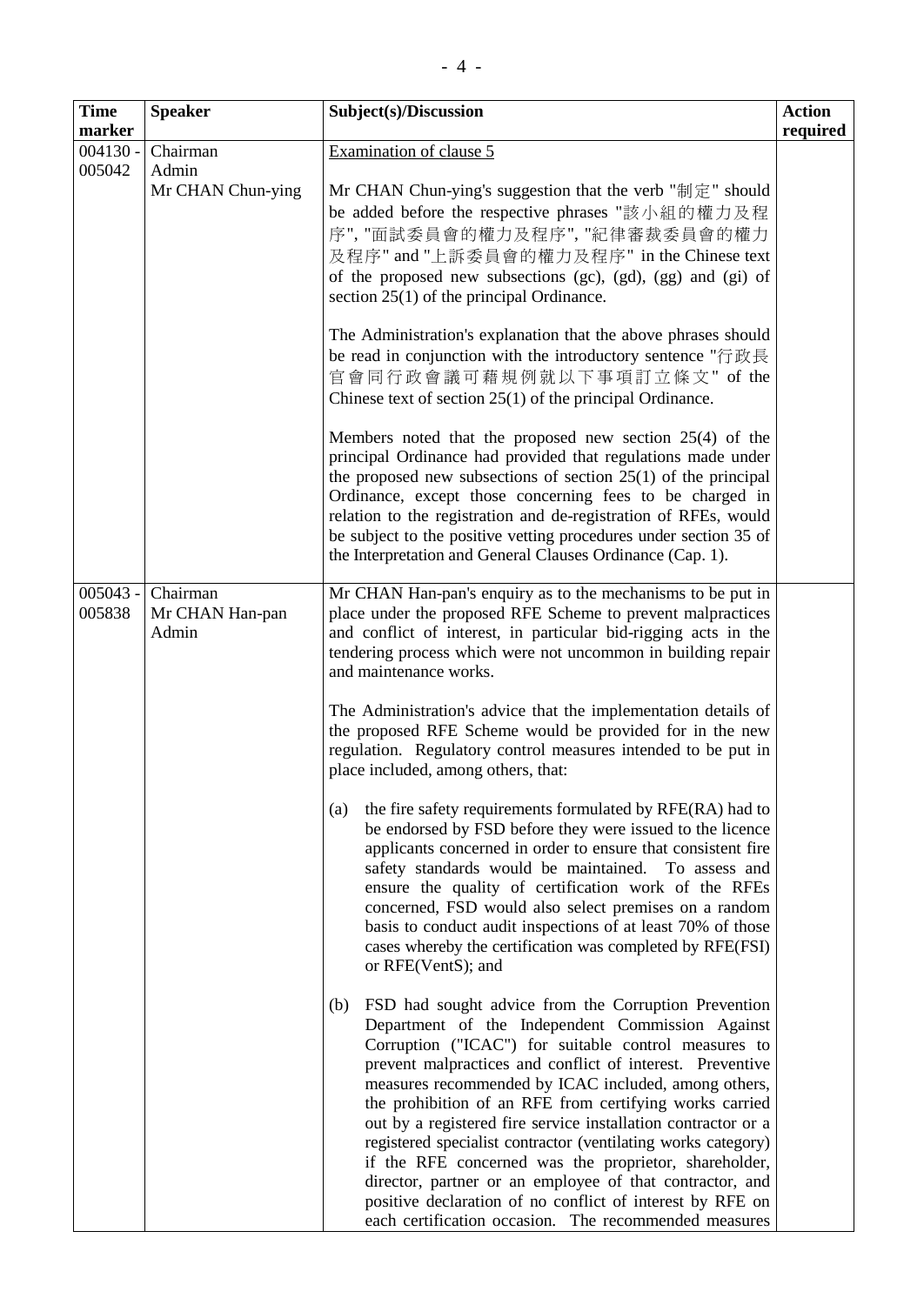| Time marker | Speaker | Subject(s)/Discussion | Action required |
|---|---|---|---|
| 004130 - 005042 | Chairman<br>Admin<br>Mr CHAN Chun-ying | Examination of clause 5<br><br>Mr CHAN Chun-ying's suggestion that the verb "制定" should be added before the respective phrases "該小組的權力及程序", "面試委員會的權力及程序", "紀律審裁委員會的權力及程序" and "上訴委員會的權力及程序" in the Chinese text of the proposed new subsections (gc), (gd), (gg) and (gi) of section 25(1) of the principal Ordinance.<br><br>The Administration's explanation that the above phrases should be read in conjunction with the introductory sentence "行政長官會同行政會議可藉規例就以下事項訂立條文" of the Chinese text of section 25(1) of the principal Ordinance.<br><br>Members noted that the proposed new section 25(4) of the principal Ordinance had provided that regulations made under the proposed new subsections of section 25(1) of the principal Ordinance, except those concerning fees to be charged in relation to the registration and de-registration of RFEs, would be subject to the positive vetting procedures under section 35 of the Interpretation and General Clauses Ordinance (Cap. 1). | |
| 005043 - 005838 | Chairman<br>Mr CHAN Han-pan<br>Admin | Mr CHAN Han-pan's enquiry as to the mechanisms to be put in place under the proposed RFE Scheme to prevent malpractices and conflict of interest, in particular bid-rigging acts in the tendering process which were not uncommon in building repair and maintenance works.<br><br>The Administration's advice that the implementation details of the proposed RFE Scheme would be provided for in the new regulation. Regulatory control measures intended to be put in place included, among others, that:<br><br>(a) the fire safety requirements formulated by RFE(RA) had to be endorsed by FSD before they were issued to the licence applicants concerned in order to ensure that consistent fire safety standards would be maintained. To assess and ensure the quality of certification work of the RFEs concerned, FSD would also select premises on a random basis to conduct audit inspections of at least 70% of those cases whereby the certification was completed by RFE(FSI) or RFE(VentS); and<br><br>(b) FSD had sought advice from the Corruption Prevention Department of the Independent Commission Against Corruption ("ICAC") for suitable control measures to prevent malpractices and conflict of interest. Preventive measures recommended by ICAC included, among others, the prohibition of an RFE from certifying works carried out by a registered fire service installation contractor or a registered specialist contractor (ventilating works category) if the RFE concerned was the proprietor, shareholder, director, partner or an employee of that contractor, and positive declaration of no conflict of interest by RFE on each certification occasion. The recommended measures | |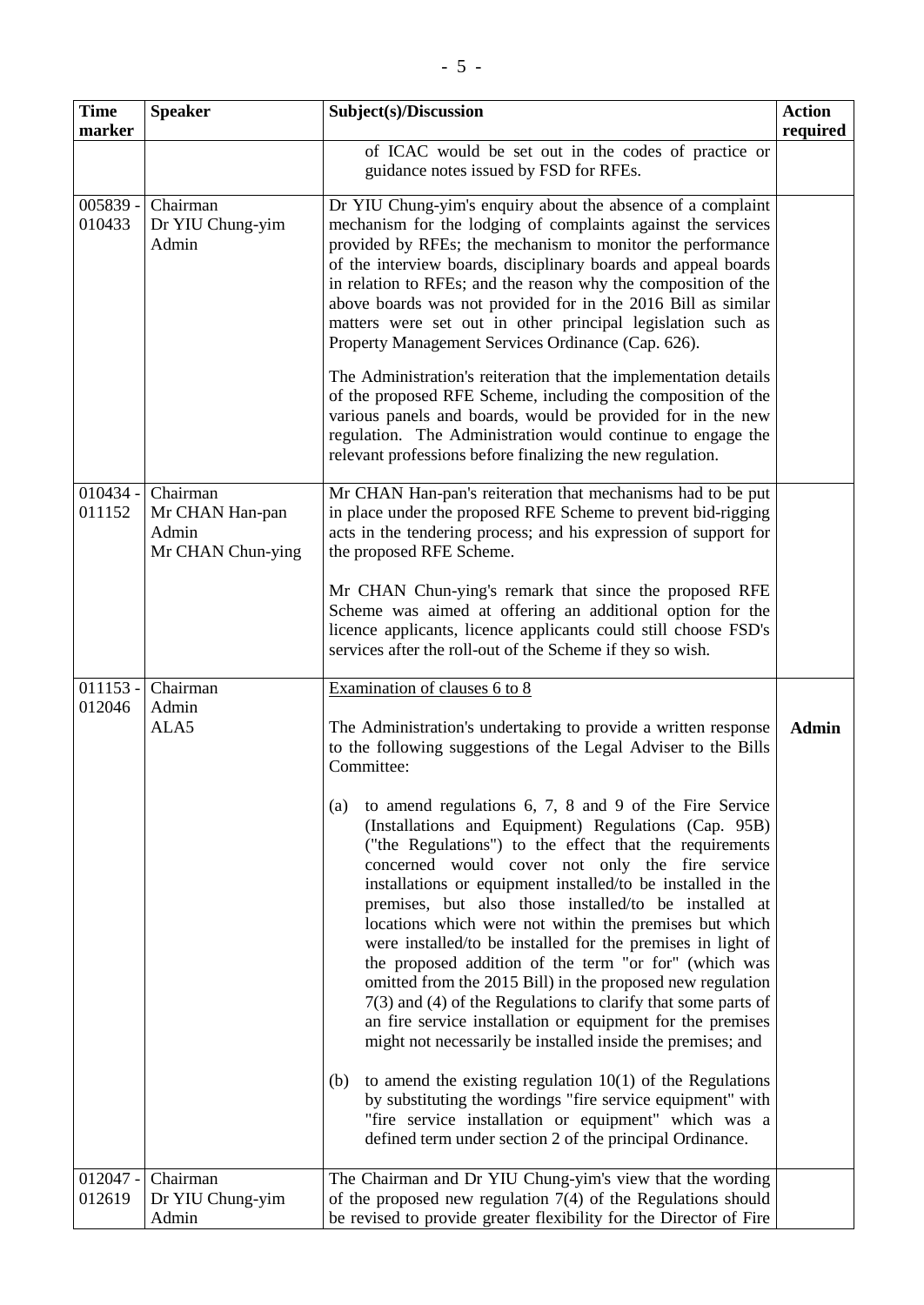| Time marker | Speaker | Subject(s)/Discussion | Action required |
|---|---|---|---|
| | | of ICAC would be set out in the codes of practice or guidance notes issued by FSD for RFEs. | |
| 005839 - 010433 | Chairman<br>Dr YIU Chung-yim<br>Admin | Dr YIU Chung-yim's enquiry about the absence of a complaint mechanism for the lodging of complaints against the services provided by RFEs; the mechanism to monitor the performance of the interview boards, disciplinary boards and appeal boards in relation to RFEs; and the reason why the composition of the above boards was not provided for in the 2016 Bill as similar matters were set out in other principal legislation such as Property Management Services Ordinance (Cap. 626).<br><br>The Administration's reiteration that the implementation details of the proposed RFE Scheme, including the composition of the various panels and boards, would be provided for in the new regulation. The Administration would continue to engage the relevant professions before finalizing the new regulation. | |
| 010434 - 011152 | Chairman<br>Mr CHAN Han-pan<br>Admin<br>Mr CHAN Chun-ying | Mr CHAN Han-pan's reiteration that mechanisms had to be put in place under the proposed RFE Scheme to prevent bid-rigging acts in the tendering process; and his expression of support for the proposed RFE Scheme.<br><br>Mr CHAN Chun-ying's remark that since the proposed RFE Scheme was aimed at offering an additional option for the licence applicants, licence applicants could still choose FSD's services after the roll-out of the Scheme if they so wish. | |
| 011153 - 012046 | Chairman<br>Admin<br>ALA5 | <u>Examination of clauses 6 to 8</u><br><br>The Administration's undertaking to provide a written response to the following suggestions of the Legal Adviser to the Bills Committee:<br><br>(a) to amend regulations 6, 7, 8 and 9 of the Fire Service (Installations and Equipment) Regulations (Cap. 95B) ("the Regulations") to the effect that the requirements concerned would cover not only the fire service installations or equipment installed/to be installed in the premises, but also those installed/to be installed at locations which were not within the premises but which were installed/to be installed for the premises in light of the proposed addition of the term "or for" (which was omitted from the 2015 Bill) in the proposed new regulation 7(3) and (4) of the Regulations to clarify that some parts of an fire service installation or equipment for the premises might not necessarily be installed inside the premises; and<br><br>(b) to amend the existing regulation 10(1) of the Regulations by substituting the wordings "fire service equipment" with "fire service installation or equipment" which was a defined term under section 2 of the principal Ordinance. | **Admin** |
| 012047 - 012619 | Chairman<br>Dr YIU Chung-yim<br>Admin | The Chairman and Dr YIU Chung-yim's view that the wording of the proposed new regulation 7(4) of the Regulations should be revised to provide greater flexibility for the Director of Fire | |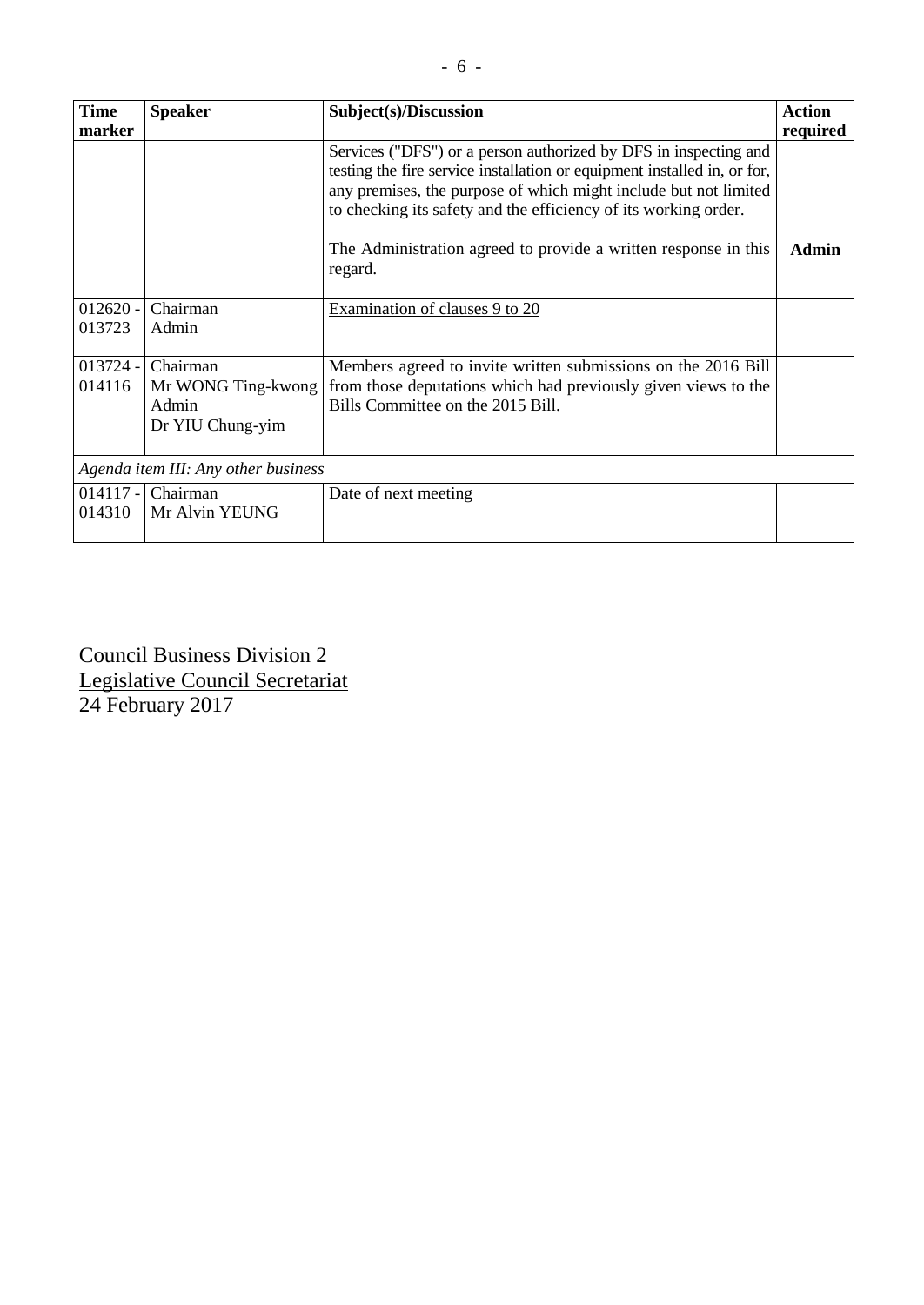| Time marker | Speaker | Subject(s)/Discussion | Action required |
|---|---|---|---|
| | | Services ("DFS") or a person authorized by DFS in inspecting and testing the fire service installation or equipment installed in, or for, any premises, the purpose of which might include but not limited to checking its safety and the efficiency of its working order.<br><br>The Administration agreed to provide a written response in this regard. | **Admin** |
| 012620 - 013723 | Chairman<br>Admin | <u>Examination of clauses 9 to 20</u> | |
| 013724 - 014116 | Chairman<br>Mr WONG Ting-kwong<br>Admin<br>Dr YIU Chung-yim | Members agreed to invite written submissions on the 2016 Bill from those deputations which had previously given views to the Bills Committee on the 2015 Bill. | |
| *Agenda item III: Any other business* | | | |
| 014117 - 014310 | Chairman<br>Mr Alvin YEUNG | Date of next meeting | |

Council Business Division 2
<u>Legislative Council Secretariat</u>
24 February 2017